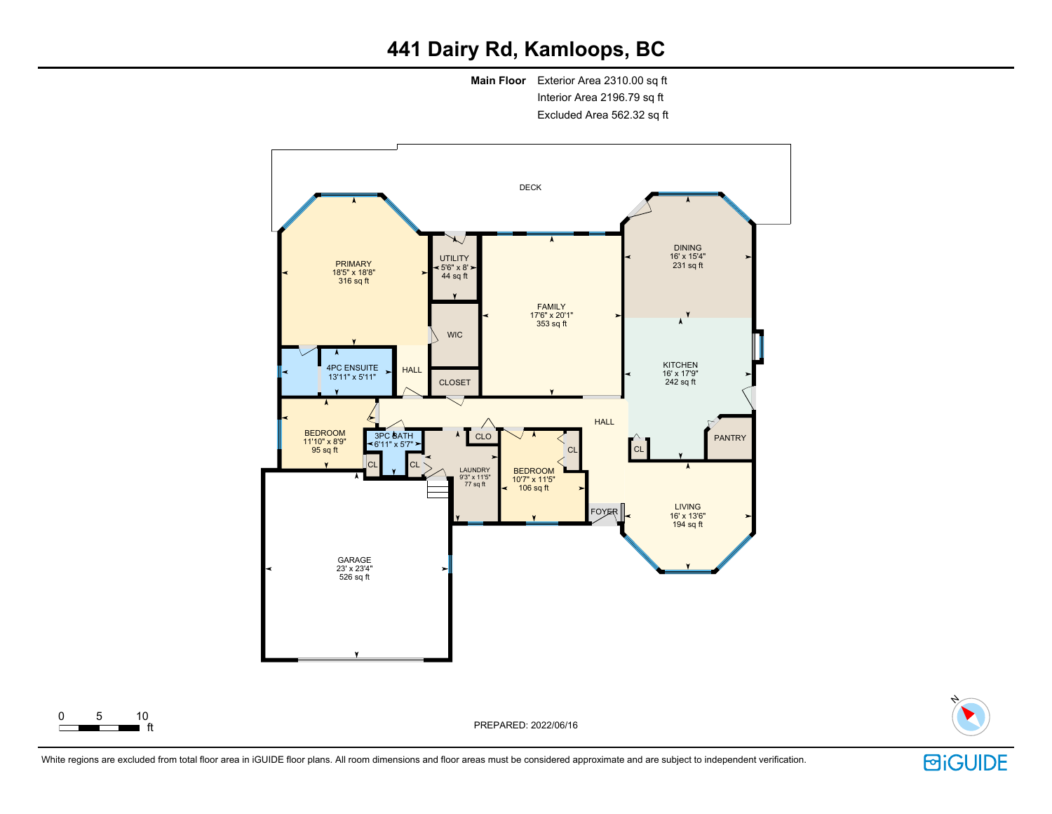# 441 Dairy Rd, Kamloops, BC

**Main Floor** Exterior Area 2310.00 sq ft
Interior Area 2196.79 sq ft
Excluded Area 562.32 sq ft

DECK

PRIMARY
18'5" x 18'8"
316 sq ft

UTILITY
5'6" x 8'
44 sq ft

FAMILY
17'6" x 20'1"
353 sq ft

DINING
16' x 15'4"
231 sq ft

WIC

4PC ENSUITE
13'11" x 5'11"

HALL

CLOSET

KITCHEN
16' x 17'9"
242 sq ft

HALL

BEDROOM
11'10" x 8'9"
95 sq ft

3PC BATH
6'11" x 5'7"

CLO

CL

CL

LAUNDRY
9'3" x 11'5"
77 sq ft

BEDROOM
10'7" x 11'5"
106 sq ft

CL

CL

PANTRY

FOYER

LIVING
16' x 13'6"
194 sq ft

GARAGE
23' x 23'4"
526 sq ft

0 5 10 ft

PREPARED: 2022/06/16

N

White regions are excluded from total floor area in iGUIDE floor plans. All room dimensions and floor areas must be considered approximate and are subject to independent verification.

iGUIDE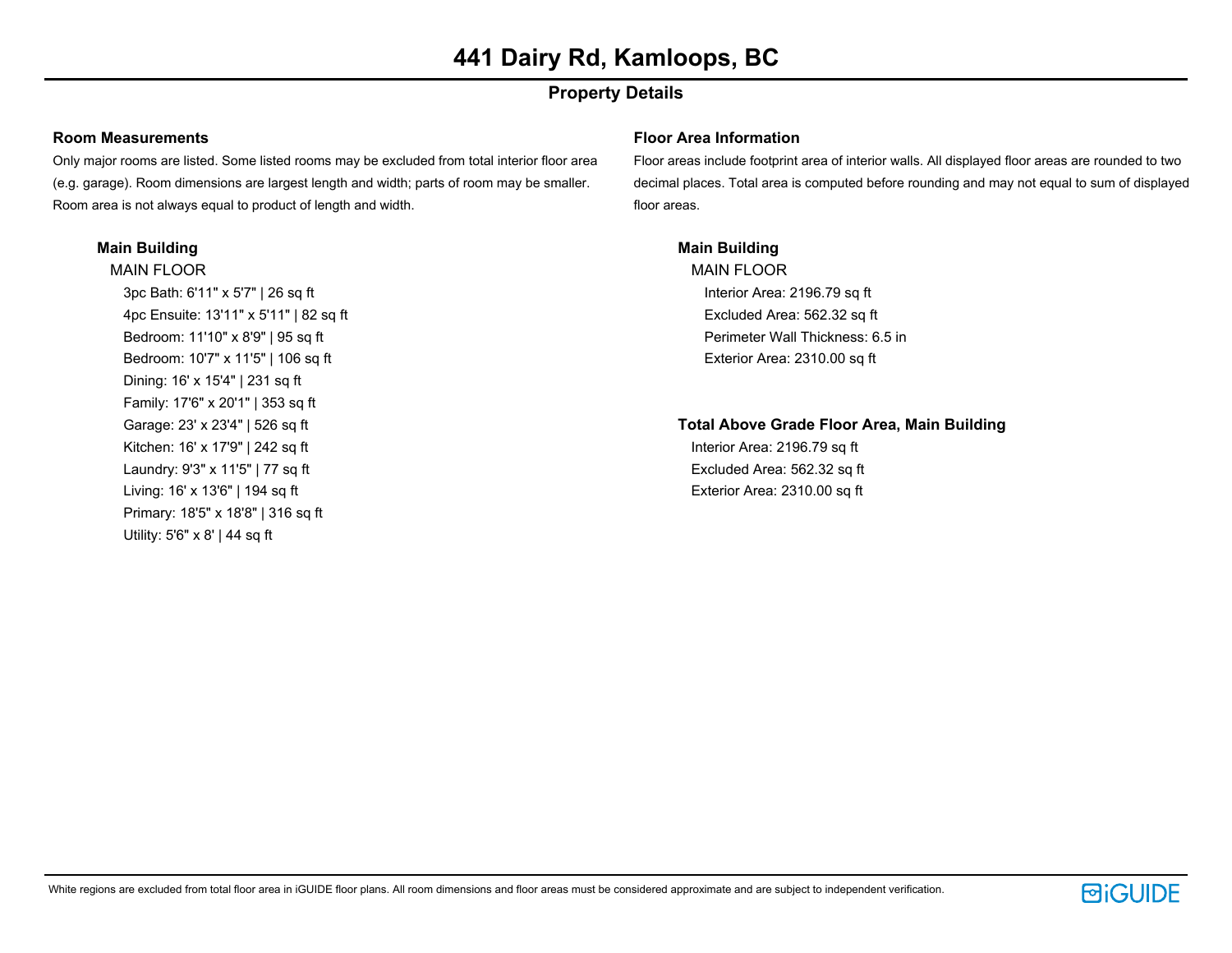# 441 Dairy Rd, Kamloops, BC

## Property Details

### Room Measurements

Only major rooms are listed. Some listed rooms may be excluded from total interior floor area (e.g. garage). Room dimensions are largest length and width; parts of room may be smaller. Room area is not always equal to product of length and width.

**Main Building**

MAIN FLOOR

- 3pc Bath: 6'11" x 5'7" | 26 sq ft
- 4pc Ensuite: 13'11" x 5'11" | 82 sq ft
- Bedroom: 11'10" x 8'9" | 95 sq ft
- Bedroom: 10'7" x 11'5" | 106 sq ft
- Dining: 16' x 15'4" | 231 sq ft
- Family: 17'6" x 20'1" | 353 sq ft
- Garage: 23' x 23'4" | 526 sq ft
- Kitchen: 16' x 17'9" | 242 sq ft
- Laundry: 9'3" x 11'5" | 77 sq ft
- Living: 16' x 13'6" | 194 sq ft
- Primary: 18'5" x 18'8" | 316 sq ft
- Utility: 5'6" x 8' | 44 sq ft

### Floor Area Information

Floor areas include footprint area of interior walls. All displayed floor areas are rounded to two decimal places. Total area is computed before rounding and may not equal to sum of displayed floor areas.

**Main Building**

MAIN FLOOR

- Interior Area: 2196.79 sq ft
- Excluded Area: 562.32 sq ft
- Perimeter Wall Thickness: 6.5 in
- Exterior Area: 2310.00 sq ft

**Total Above Grade Floor Area, Main Building**

- Interior Area: 2196.79 sq ft
- Excluded Area: 562.32 sq ft
- Exterior Area: 2310.00 sq ft

White regions are excluded from total floor area in iGUIDE floor plans. All room dimensions and floor areas must be considered approximate and are subject to independent verification.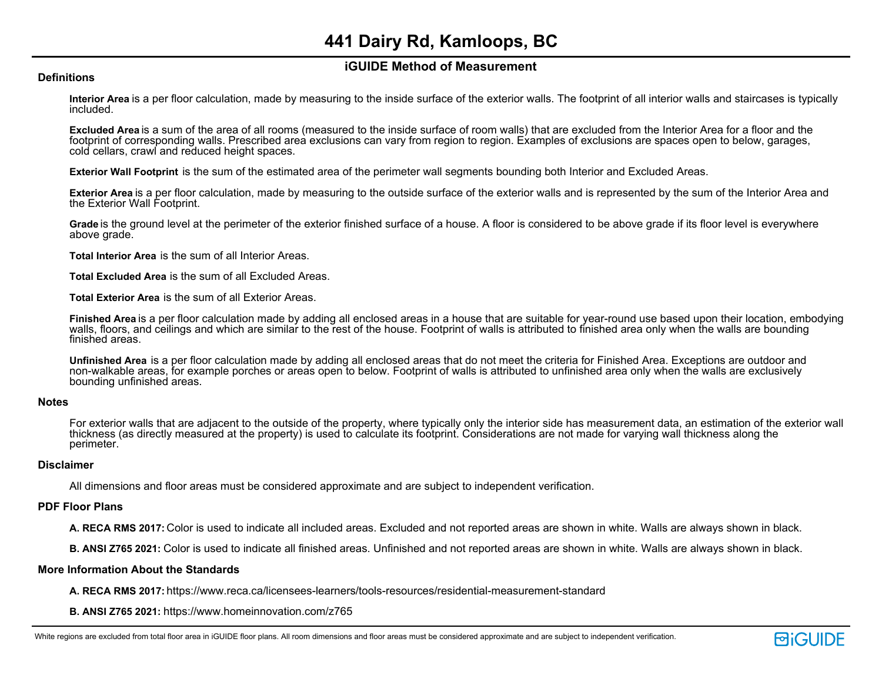# 441 Dairy Rd, Kamloops, BC

## iGUIDE Method of Measurement

### Definitions

**Interior Area** is a per floor calculation, made by measuring to the inside surface of the exterior walls. The footprint of all interior walls and staircases is typically included.

**Excluded Area** is a sum of the area of all rooms (measured to the inside surface of room walls) that are excluded from the Interior Area for a floor and the footprint of corresponding walls. Prescribed area exclusions can vary from region to region. Examples of exclusions are spaces open to below, garages, cold cellars, crawl and reduced height spaces.

**Exterior Wall Footprint** is the sum of the estimated area of the perimeter wall segments bounding both Interior and Excluded Areas.

**Exterior Area** is a per floor calculation, made by measuring to the outside surface of the exterior walls and is represented by the sum of the Interior Area and the Exterior Wall Footprint.

**Grade** is the ground level at the perimeter of the exterior finished surface of a house. A floor is considered to be above grade if its floor level is everywhere above grade.

**Total Interior Area** is the sum of all Interior Areas.

**Total Excluded Area** is the sum of all Excluded Areas.

**Total Exterior Area** is the sum of all Exterior Areas.

**Finished Area** is a per floor calculation made by adding all enclosed areas in a house that are suitable for year-round use based upon their location, embodying walls, floors, and ceilings and which are similar to the rest of the house. Footprint of walls is attributed to finished area only when the walls are bounding finished areas.

**Unfinished Area** is a per floor calculation made by adding all enclosed areas that do not meet the criteria for Finished Area. Exceptions are outdoor and non-walkable areas, for example porches or areas open to below. Footprint of walls is attributed to unfinished area only when the walls are exclusively bounding unfinished areas.

### Notes

For exterior walls that are adjacent to the outside of the property, where typically only the interior side has measurement data, an estimation of the exterior wall thickness (as directly measured at the property) is used to calculate its footprint. Considerations are not made for varying wall thickness along the perimeter.

### Disclaimer

All dimensions and floor areas must be considered approximate and are subject to independent verification.

### PDF Floor Plans

**A. RECA RMS 2017:** Color is used to indicate all included areas. Excluded and not reported areas are shown in white. Walls are always shown in black.

**B. ANSI Z765 2021:** Color is used to indicate all finished areas. Unfinished and not reported areas are shown in white. Walls are always shown in black.

### More Information About the Standards

**A. RECA RMS 2017:** https://www.reca.ca/licensees-learners/tools-resources/residential-measurement-standard

**B. ANSI Z765 2021:** https://www.homeinnovation.com/z765

White regions are excluded from total floor area in iGUIDE floor plans. All room dimensions and floor areas must be considered approximate and are subject to independent verification.